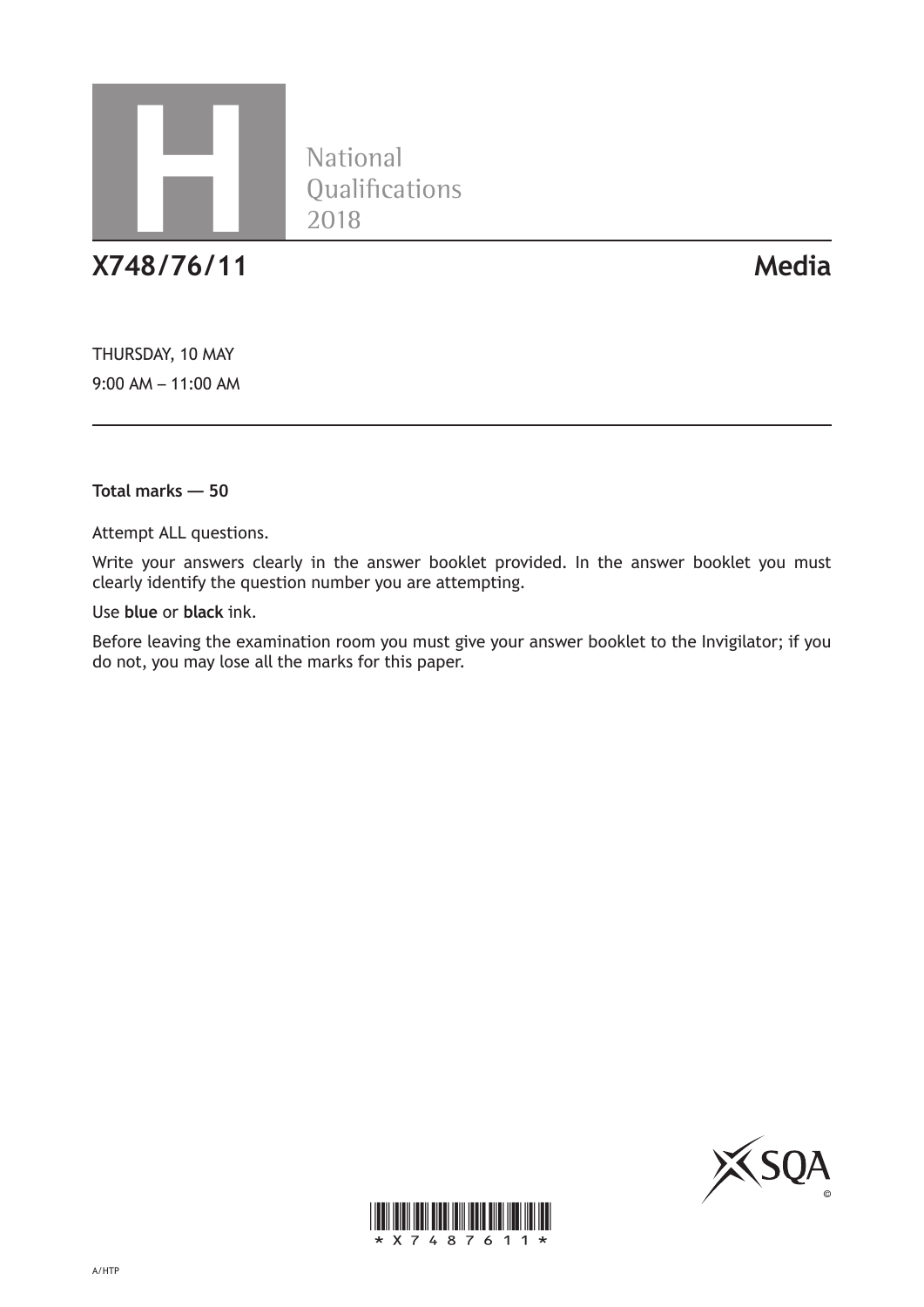# H National Qualifications 2018

## X748/76/11 Media

THURSDAY, 10 MAY

9:00 AM – 11:00 AM

**Total marks — 50**

Attempt ALL questions.

Write your answers clearly in the answer booklet provided. In the answer booklet you must clearly identify the question number you are attempting.

Use **blue** or **black** ink.

Before leaving the examination room you must give your answer booklet to the Invigilator; if you do not, you may lose all the marks for this paper.

A/HTP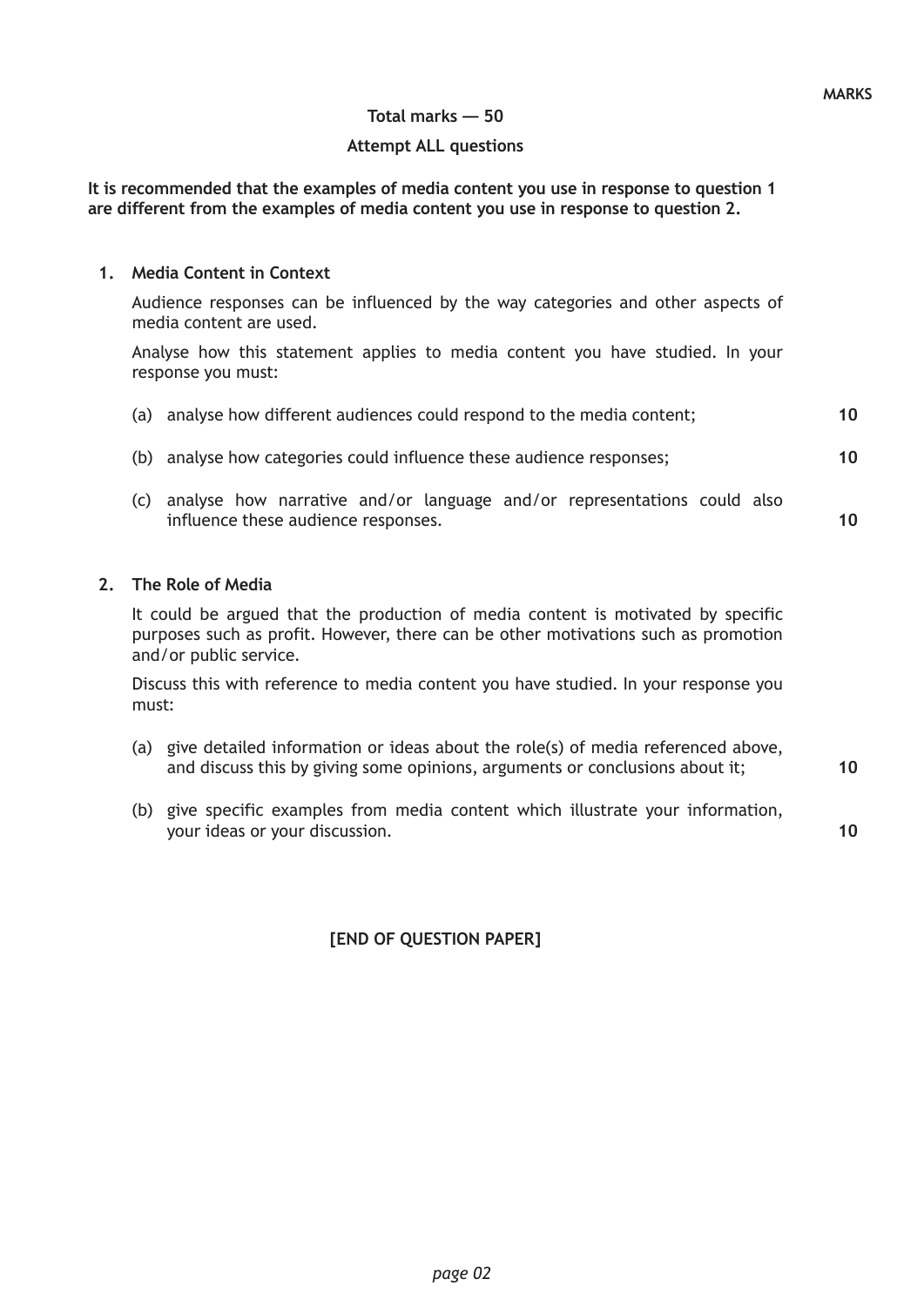MARKS

**Total marks — 50**

**Attempt ALL questions**

**It is recommended that the examples of media content you use in response to question 1 are different from the examples of media content you use in response to question 2.**

**1. Media Content in Context**

Audience responses can be influenced by the way categories and other aspects of media content are used.

Analyse how this statement applies to media content you have studied. In your response you must:

(a) analyse how different audiences could respond to the media content; **10**

(b) analyse how categories could influence these audience responses; **10**

(c) analyse how narrative and/or language and/or representations could also influence these audience responses. **10**

**2. The Role of Media**

It could be argued that the production of media content is motivated by specific purposes such as profit. However, there can be other motivations such as promotion and/or public service.

Discuss this with reference to media content you have studied. In your response you must:

(a) give detailed information or ideas about the role(s) of media referenced above, and discuss this by giving some opinions, arguments or conclusions about it; **10**

(b) give specific examples from media content which illustrate your information, your ideas or your discussion. **10**

**[END OF QUESTION PAPER]**